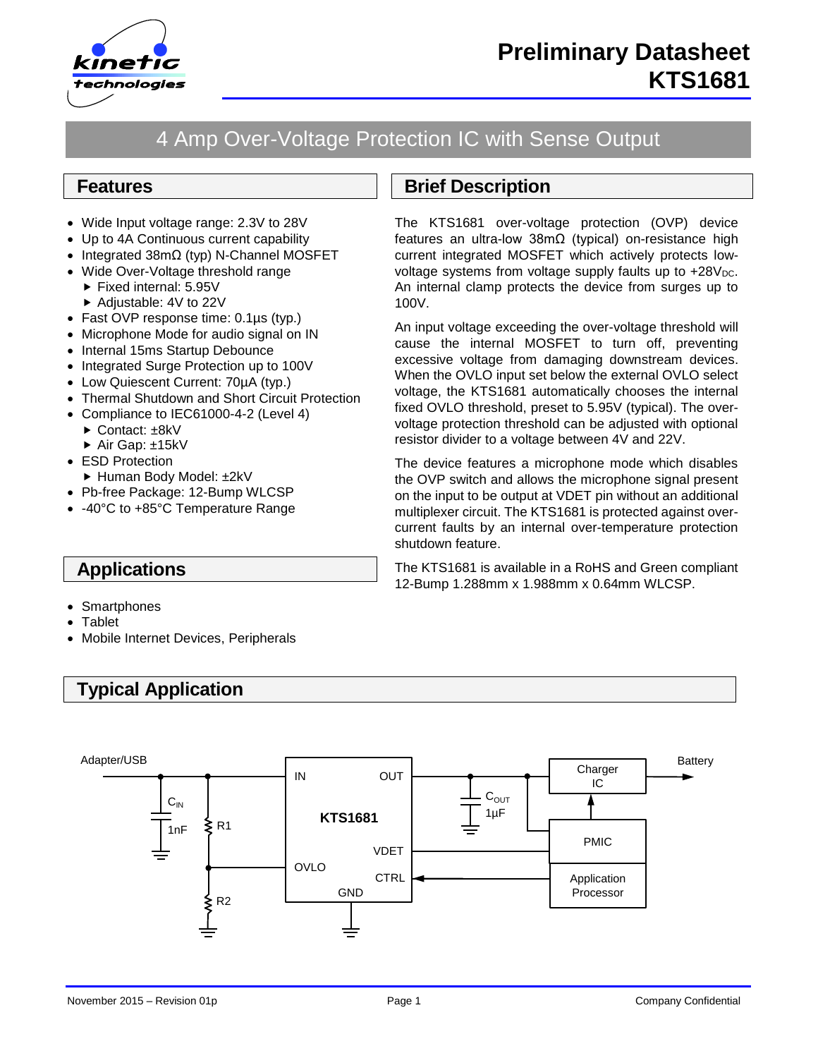# Preliminary Datasheet
# KTS1681

## 4 Amp Over-Voltage Protection IC with Sense Output

## Features

- Wide Input voltage range: 2.3V to 28V
- Up to 4A Continuous current capability
- Integrated 38mΩ (typ) N-Channel MOSFET
- Wide Over-Voltage threshold range
  - ▶ Fixed internal: 5.95V
  - ▶ Adjustable: 4V to 22V
- Fast OVP response time: 0.1µs (typ.)
- Microphone Mode for audio signal on IN
- Internal 15ms Startup Debounce
- Integrated Surge Protection up to 100V
- Low Quiescent Current: 70µA (typ.)
- Thermal Shutdown and Short Circuit Protection
- Compliance to IEC61000-4-2 (Level 4)
  - ▶ Contact: ±8kV
  - ▶ Air Gap: ±15kV
- ESD Protection
  - ▶ Human Body Model: ±2kV
- Pb-free Package: 12-Bump WLCSP
- -40°C to +85°C Temperature Range

## Applications

- Smartphones
- Tablet
- Mobile Internet Devices, Peripherals

## Brief Description

The KTS1681 over-voltage protection (OVP) device features an ultra-low 38mΩ (typical) on-resistance high current integrated MOSFET which actively protects low-voltage systems from voltage supply faults up to $+28V_{DC}$. An internal clamp protects the device from surges up to 100V.

An input voltage exceeding the over-voltage threshold will cause the internal MOSFET to turn off, preventing excessive voltage from damaging downstream devices. When the OVLO input set below the external OVLO select voltage, the KTS1681 automatically chooses the internal fixed OVLO threshold, preset to 5.95V (typical). The over-voltage protection threshold can be adjusted with optional resistor divider to a voltage between 4V and 22V.

The device features a microphone mode which disables the OVP switch and allows the microphone signal present on the input to be output at VDET pin without an additional multiplexer circuit. The KTS1681 is protected against over-current faults by an internal over-temperature protection shutdown feature.

The KTS1681 is available in a RoHS and Green compliant 12-Bump 1.288mm x 1.988mm x 0.64mm WLCSP.

## Typical Application

Adapter/USB — $C_{IN}$ 1nF — R1 — R2 — IN — OUT — KTS1681 — VDET — OVLO — CTRL — GND — $C_{OUT}$ 1µF — Charger IC — Battery — PMIC — Application Processor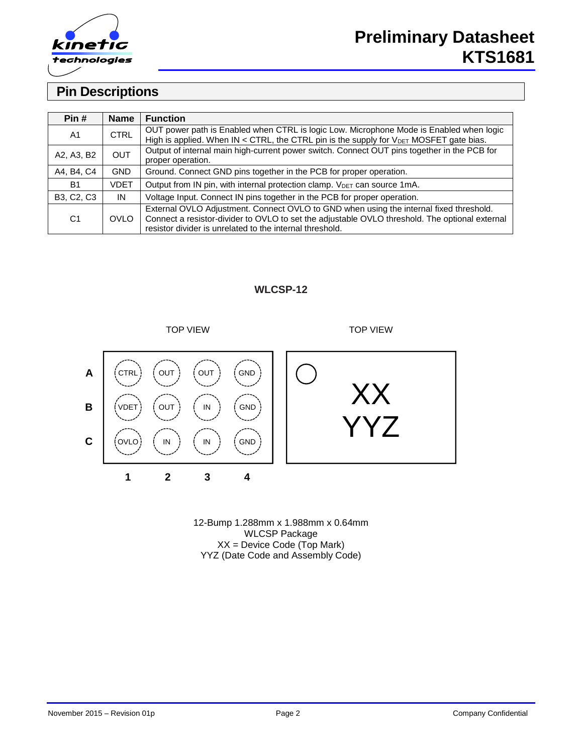## Pin Descriptions

| Pin # | Name | Function |
|---|---|---|
| A1 | CTRL | OUT power path is Enabled when CTRL is logic Low. Microphone Mode is Enabled when logic High is applied. When IN < CTRL, the CTRL pin is the supply for $V_{DET}$ MOSFET gate bias. |
| A2, A3, B2 | OUT | Output of internal main high-current power switch. Connect OUT pins together in the PCB for proper operation. |
| A4, B4, C4 | GND | Ground. Connect GND pins together in the PCB for proper operation. |
| B1 | VDET | Output from IN pin, with internal protection clamp. $V_{DET}$ can source 1mA. |
| B3, C2, C3 | IN | Voltage Input. Connect IN pins together in the PCB for proper operation. |
| C1 | OVLO | External OVLO Adjustment. Connect OVLO to GND when using the internal fixed threshold. Connect a resistor-divider to OVLO to set the adjustable OVLO threshold. The optional external resistor divider is unrelated to the internal threshold. |

**WLCSP-12**

TOP VIEW

| | 1 | 2 | 3 | 4 |
|---|---|---|---|---|
| A | CTRL | OUT | OUT | GND |
| B | VDET | OUT | IN | GND |
| C | OVLO | IN | IN | GND |

TOP VIEW

XX
YYZ

12-Bump 1.288mm x 1.988mm x 0.64mm
WLCSP Package
XX = Device Code (Top Mark)
YYZ (Date Code and Assembly Code)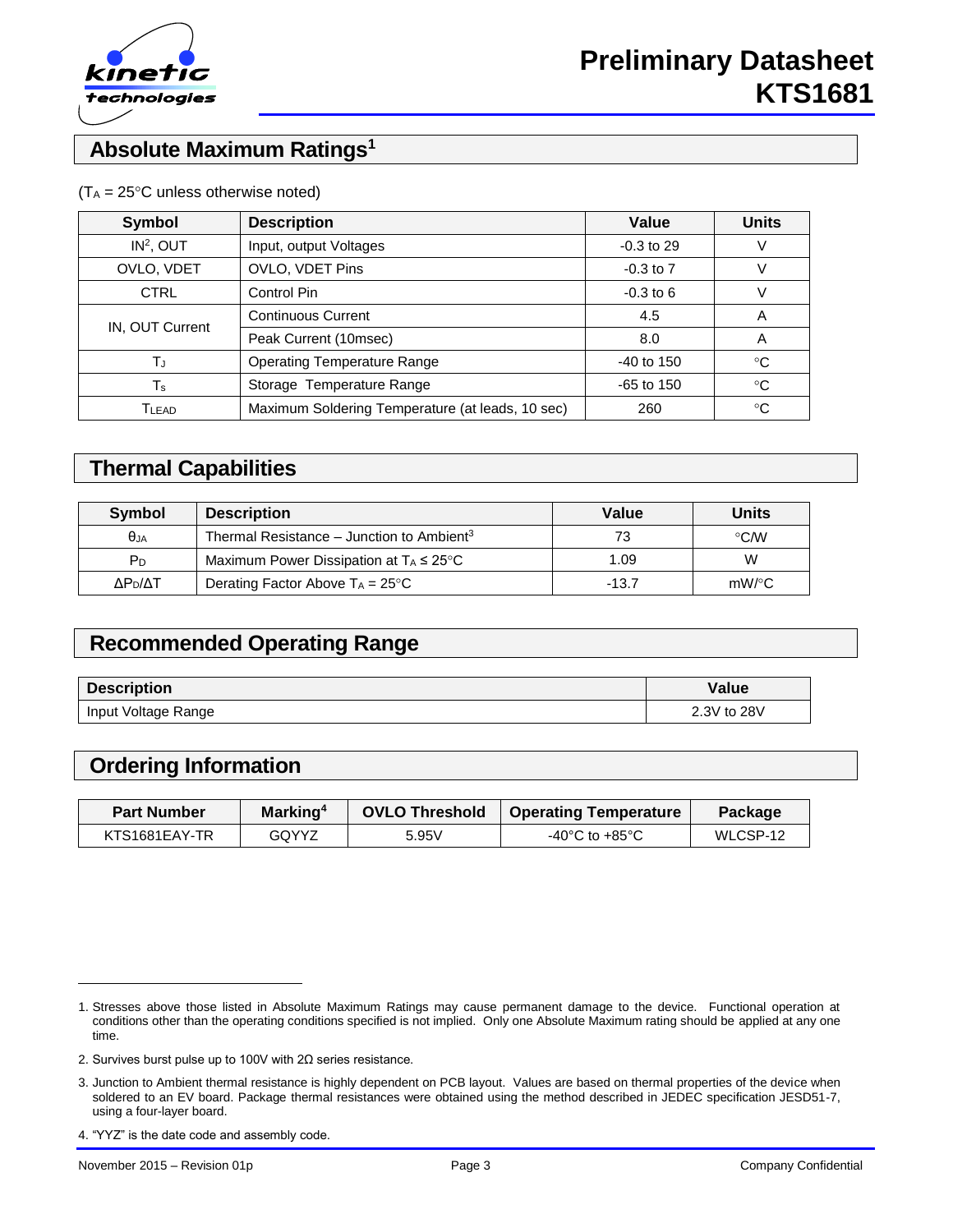## Absolute Maximum Ratings[1]

($T_A$ = 25°C unless otherwise noted)

| Symbol | Description | Value | Units |
|---|---|---|---|
| IN[2], OUT | Input, output Voltages | -0.3 to 29 | V |
| OVLO, VDET | OVLO, VDET Pins | -0.3 to 7 | V |
| CTRL | Control Pin | -0.3 to 6 | V |
| IN, OUT Current | Continuous Current | 4.5 | A |
| | Peak Current (10msec) | 8.0 | A |
| $T_J$ | Operating Temperature Range | -40 to 150 | °C |
| $T_s$ | Storage Temperature Range | -65 to 150 | °C |
| $T_{LEAD}$ | Maximum Soldering Temperature (at leads, 10 sec) | 260 | °C |

## Thermal Capabilities

| Symbol | Description | Value | Units |
|---|---|---|---|
| $\theta_{JA}$ | Thermal Resistance – Junction to Ambient[3] | 73 | °C/W |
| $P_D$ | Maximum Power Dissipation at $T_A \le 25$°C | 1.09 | W |
| $\Delta P_D/\Delta T$ | Derating Factor Above $T_A$ = 25°C | -13.7 | mW/°C |

## Recommended Operating Range

| Description | Value |
|---|---|
| Input Voltage Range | 2.3V to 28V |

## Ordering Information

| Part Number | Marking[4] | OVLO Threshold | Operating Temperature | Package |
|---|---|---|---|---|
| KTS1681EAY-TR | GQYYZ | 5.95V | -40°C to +85°C | WLCSP-12 |

---

1. Stresses above those listed in Absolute Maximum Ratings may cause permanent damage to the device. Functional operation at conditions other than the operating conditions specified is not implied. Only one Absolute Maximum rating should be applied at any one time.
2. Survives burst pulse up to 100V with 2Ω series resistance.
3. Junction to Ambient thermal resistance is highly dependent on PCB layout. Values are based on thermal properties of the device when soldered to an EV board. Package thermal resistances were obtained using the method described in JEDEC specification JESD51-7, using a four-layer board.
4. "YYZ" is the date code and assembly code.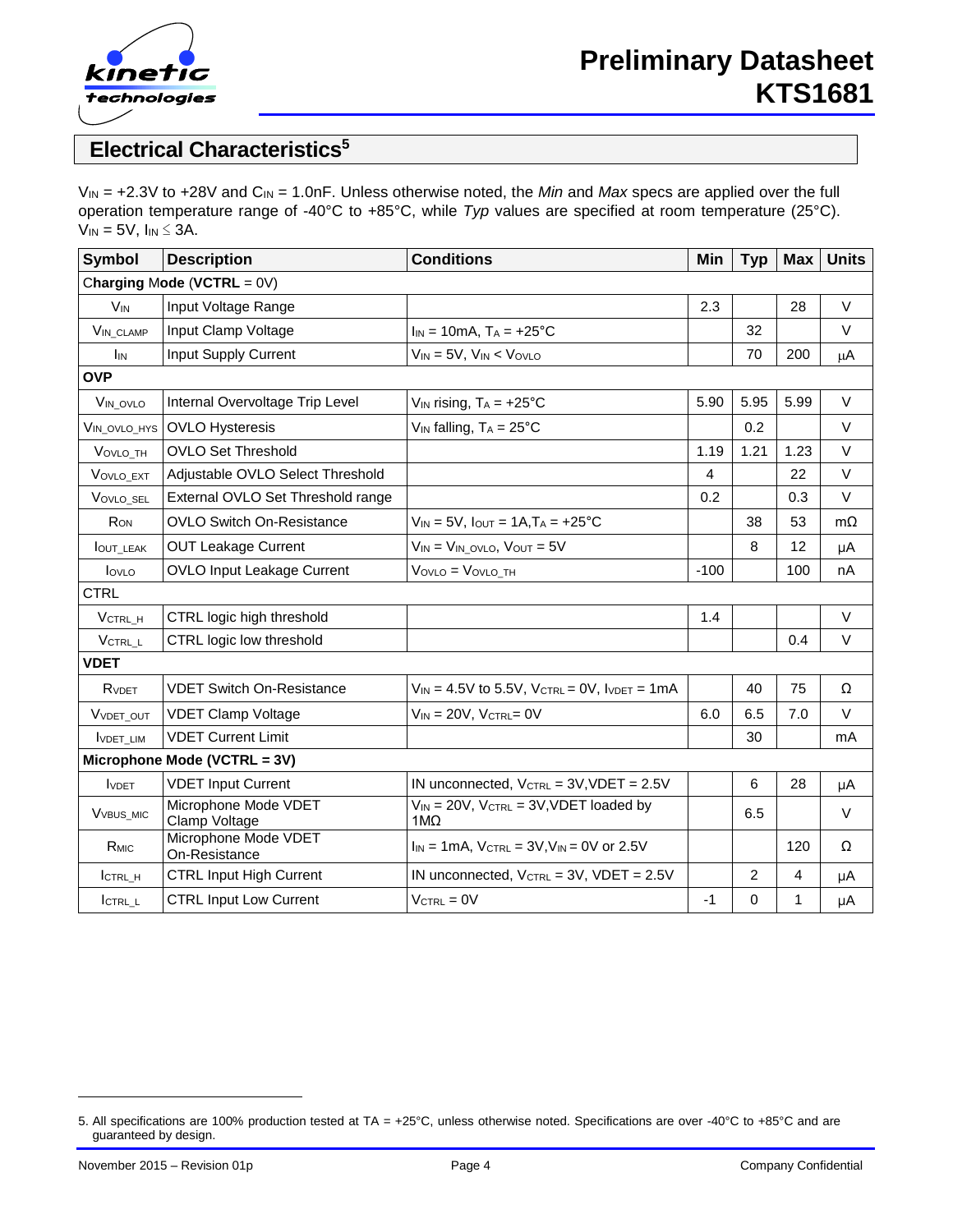## Electrical Characteristics[5]

$V_{IN}$ = +2.3V to +28V and $C_{IN}$ = 1.0nF. Unless otherwise noted, the *Min* and *Max* specs are applied over the full operation temperature range of -40°C to +85°C, while *Typ* values are specified at room temperature (25°C). $V_{IN}$ = 5V, $I_{IN} \le$ 3A.

| Symbol | Description | Conditions | Min | Typ | Max | Units |
|---|---|---|---|---|---|---|
| **Charging Mode (VCTRL = 0V)** | | | | | | |
| $V_{IN}$ | Input Voltage Range | | 2.3 | | 28 | V |
| $V_{IN\_CLAMP}$ | Input Clamp Voltage | $I_{IN}$ = 10mA, $T_A$ = +25°C | | 32 | | V |
| $I_{IN}$ | Input Supply Current | $V_{IN}$ = 5V, $V_{IN} < V_{OVLO}$ | | 70 | 200 | μA |
| **OVP** | | | | | | |
| $V_{IN\_OVLO}$ | Internal Overvoltage Trip Level | $V_{IN}$ rising, $T_A$ = +25°C | 5.90 | 5.95 | 5.99 | V |
| $V_{IN\_OVLO\_HYS}$ | OVLO Hysteresis | $V_{IN}$ falling, $T_A$ = 25°C | | 0.2 | | V |
| $V_{OVLO\_TH}$ | OVLO Set Threshold | | 1.19 | 1.21 | 1.23 | V |
| $V_{OVLO\_EXT}$ | Adjustable OVLO Select Threshold | | 4 | | 22 | V |
| $V_{OVLO\_SEL}$ | External OVLO Set Threshold range | | 0.2 | | 0.3 | V |
| $R_{ON}$ | OVLO Switch On-Resistance | $V_{IN}$ = 5V, $I_{OUT}$ = 1A, $T_A$ = +25°C | | 38 | 53 | mΩ |
| $I_{OUT\_LEAK}$ | OUT Leakage Current | $V_{IN} = V_{IN\_OVLO}$, $V_{OUT}$ = 5V | | 8 | 12 | μA |
| $I_{OVLO}$ | OVLO Input Leakage Current | $V_{OVLO} = V_{OVLO\_TH}$ | -100 | | 100 | nA |
| CTRL | | | | | | |
| $V_{CTRL\_H}$ | CTRL logic high threshold | | 1.4 | | | V |
| $V_{CTRL\_L}$ | CTRL logic low threshold | | | | 0.4 | V |
| **VDET** | | | | | | |
| $R_{VDET}$ | VDET Switch On-Resistance | $V_{IN}$ = 4.5V to 5.5V, $V_{CTRL}$ = 0V, $I_{VDET}$ = 1mA | | 40 | 75 | Ω |
| $V_{VDET\_OUT}$ | VDET Clamp Voltage | $V_{IN}$ = 20V, $V_{CTRL}$= 0V | 6.0 | 6.5 | 7.0 | V |
| $I_{VDET\_LIM}$ | VDET Current Limit | | | 30 | | mA |
| **Microphone Mode (VCTRL = 3V)** | | | | | | |
| $I_{VDET}$ | VDET Input Current | IN unconnected, $V_{CTRL}$ = 3V, VDET = 2.5V | | 6 | 28 | μA |
| $V_{VBUS\_MIC}$ | Microphone Mode VDET Clamp Voltage | $V_{IN}$ = 20V, $V_{CTRL}$ = 3V, VDET loaded by 1MΩ | | 6.5 | | V |
| $R_{MIC}$ | Microphone Mode VDET On-Resistance | $I_{IN}$ = 1mA, $V_{CTRL}$ = 3V, $V_{IN}$ = 0V or 2.5V | | | 120 | Ω |
| $I_{CTRL\_H}$ | CTRL Input High Current | IN unconnected, $V_{CTRL}$ = 3V, VDET = 2.5V | | 2 | 4 | μA |
| $I_{CTRL\_L}$ | CTRL Input Low Current | $V_{CTRL}$ = 0V | -1 | 0 | 1 | μA |

5. All specifications are 100% production tested at TA = +25°C, unless otherwise noted. Specifications are over -40°C to +85°C and are guaranteed by design.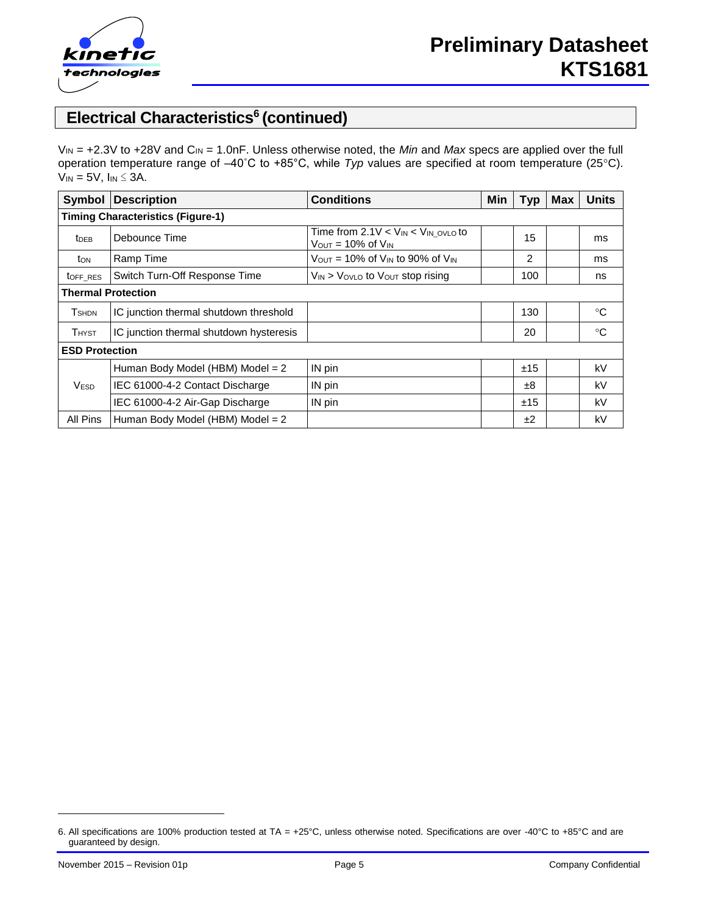## Electrical Characteristics[6] (continued)

$V_{IN}$ = +2.3V to +28V and $C_{IN}$ = 1.0nF. Unless otherwise noted, the *Min* and *Max* specs are applied over the full operation temperature range of –40˚C to +85°C, while *Typ* values are specified at room temperature (25°C). $V_{IN}$ = 5V, $I_{IN} \leq$ 3A.

| Symbol | Description | Conditions | Min | Typ | Max | Units |
|---|---|---|---|---|---|---|
| **Timing Characteristics (Figure-1)** | | | | | | |
| $t_{DEB}$ | Debounce Time | Time from 2.1V < $V_{IN}$ < $V_{IN\_OVLO}$ to $V_{OUT}$ = 10% of $V_{IN}$ | | 15 | | ms |
| $t_{ON}$ | Ramp Time | $V_{OUT}$ = 10% of $V_{IN}$ to 90% of $V_{IN}$ | | 2 | | ms |
| $t_{OFF\_RES}$ | Switch Turn-Off Response Time | $V_{IN}$ > $V_{OVLO}$ to $V_{OUT}$ stop rising | | 100 | | ns |
| **Thermal Protection** | | | | | | |
| $T_{SHDN}$ | IC junction thermal shutdown threshold | | | 130 | | °C |
| $T_{HYST}$ | IC junction thermal shutdown hysteresis | | | 20 | | °C |
| **ESD Protection** | | | | | | |
| $V_{ESD}$ | Human Body Model (HBM) Model = 2 | IN pin | | ±15 | | kV |
| | IEC 61000-4-2 Contact Discharge | IN pin | | ±8 | | kV |
| | IEC 61000-4-2 Air-Gap Discharge | IN pin | | ±15 | | kV |
| All Pins | Human Body Model (HBM) Model = 2 | | | ±2 | | kV |

6. All specifications are 100% production tested at TA = +25°C, unless otherwise noted. Specifications are over -40°C to +85°C and are guaranteed by design.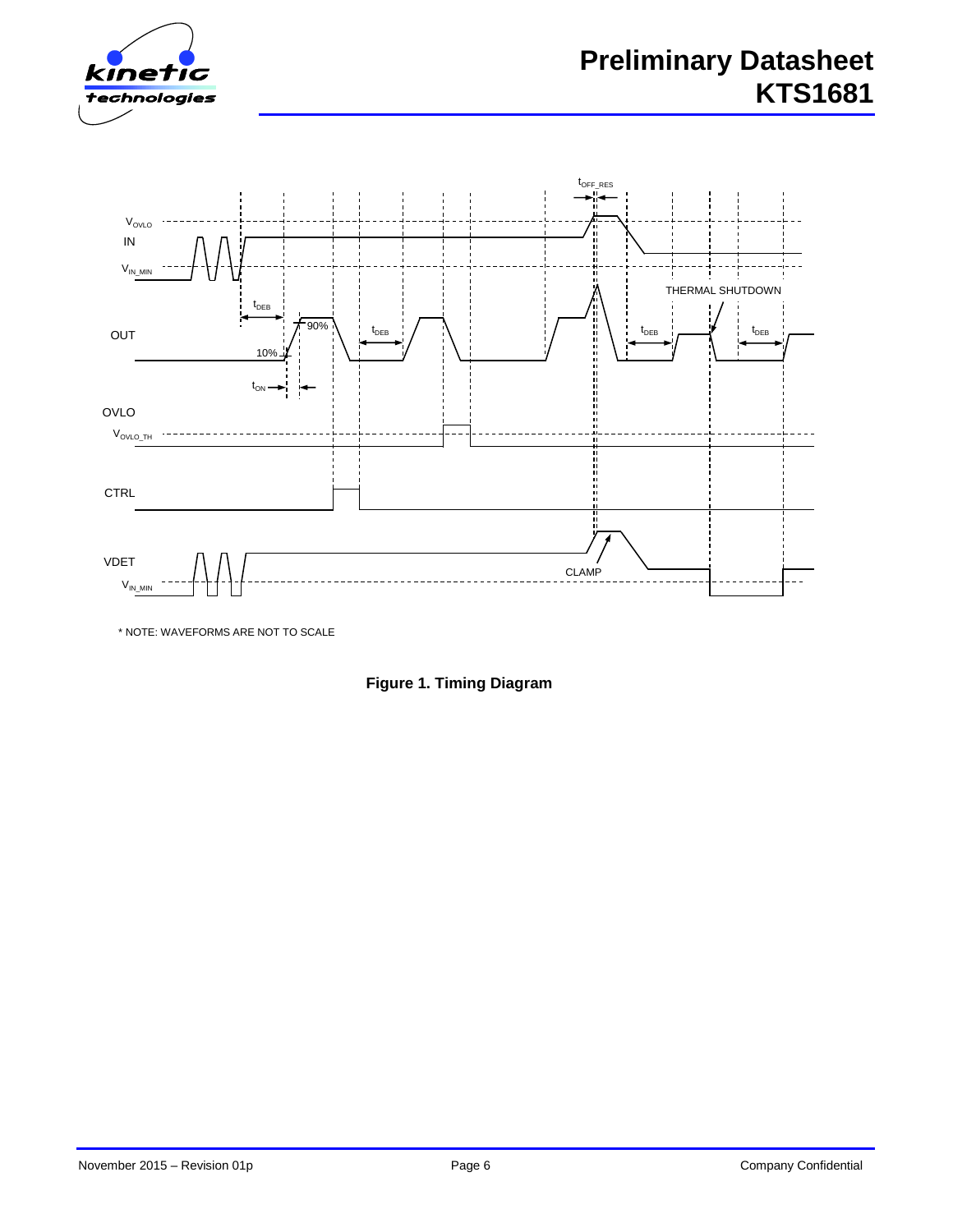\* NOTE: WAVEFORMS ARE NOT TO SCALE

**Figure 1. Timing Diagram**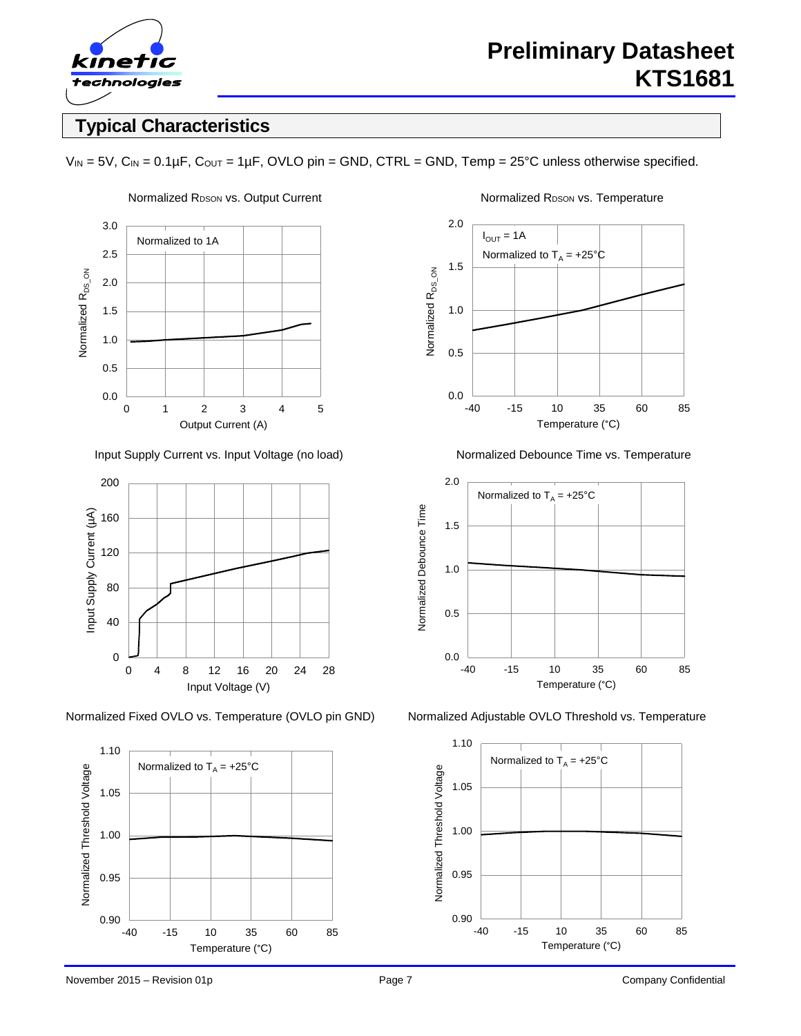## Typical Characteristics

$V_{IN}$ = 5V, $C_{IN}$ = 0.1µF, $C_{OUT}$ = 1µF, OVLO pin = GND, CTRL = GND, Temp = 25°C unless otherwise specified.

Normalized $R_{DSON}$ vs. Output Current

Normalized $R_{DSON}$ vs. Temperature

Input Supply Current vs. Input Voltage (no load)

Normalized Debounce Time vs. Temperature

Normalized Fixed OVLO vs. Temperature (OVLO pin GND)

Normalized Adjustable OVLO Threshold vs. Temperature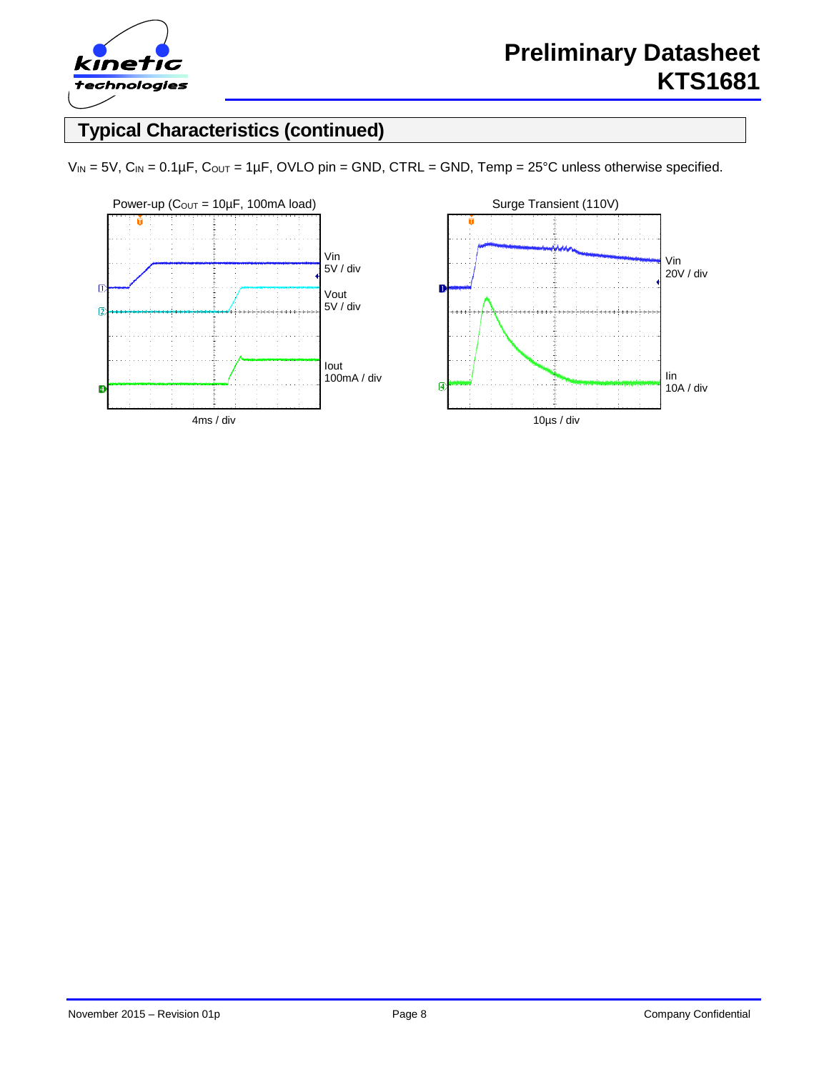## Typical Characteristics (continued)

$V_{IN}$ = 5V, $C_{IN}$ = 0.1µF, $C_{OUT}$ = 1µF, OVLO pin = GND, CTRL = GND, Temp = 25°C unless otherwise specified.

Power-up ($C_{OUT}$ = 10µF, 100mA load)

Vin 5V / div

Vout 5V / div

Iout 100mA / div

4ms / div

Surge Transient (110V)

Vin 20V / div

Iin 10A / div

10µs / div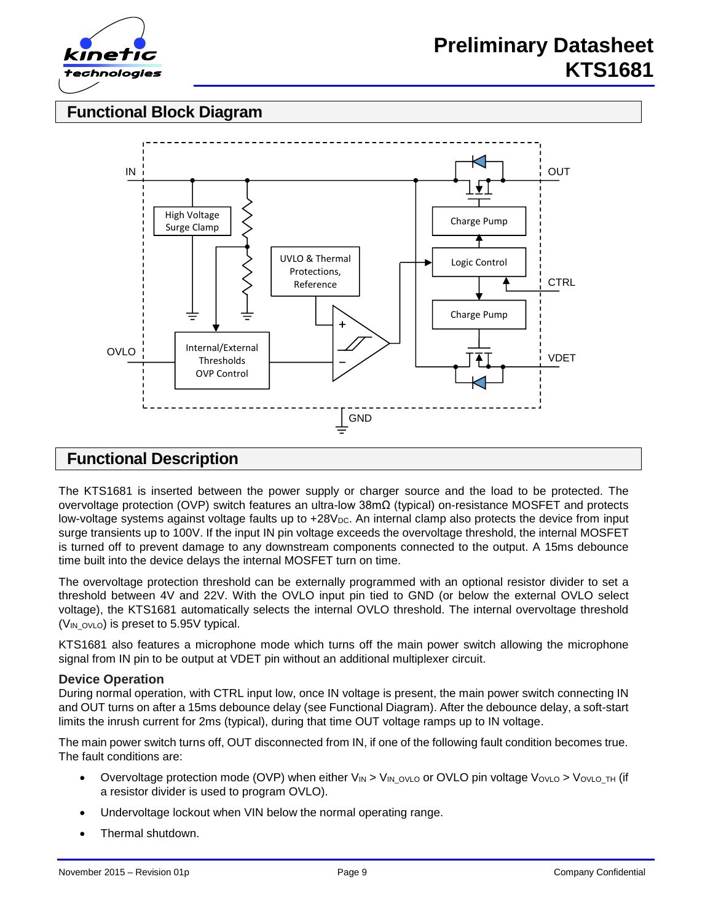## Functional Block Diagram

## Functional Description

The KTS1681 is inserted between the power supply or charger source and the load to be protected. The overvoltage protection (OVP) switch features an ultra-low 38mΩ (typical) on-resistance MOSFET and protects low-voltage systems against voltage faults up to +28$V_{DC}$. An internal clamp also protects the device from input surge transients up to 100V. If the input IN pin voltage exceeds the overvoltage threshold, the internal MOSFET is turned off to prevent damage to any downstream components connected to the output. A 15ms debounce time built into the device delays the internal MOSFET turn on time.

The overvoltage protection threshold can be externally programmed with an optional resistor divider to set a threshold between 4V and 22V. With the OVLO input pin tied to GND (or below the external OVLO select voltage), the KTS1681 automatically selects the internal OVLO threshold. The internal overvoltage threshold ($V_{IN\_OVLO}$) is preset to 5.95V typical.

KTS1681 also features a microphone mode which turns off the main power switch allowing the microphone signal from IN pin to be output at VDET pin without an additional multiplexer circuit.

### Device Operation

During normal operation, with CTRL input low, once IN voltage is present, the main power switch connecting IN and OUT turns on after a 15ms debounce delay (see Functional Diagram). After the debounce delay, a soft-start limits the inrush current for 2ms (typical), during that time OUT voltage ramps up to IN voltage.

The main power switch turns off, OUT disconnected from IN, if one of the following fault condition becomes true. The fault conditions are:

- Overvoltage protection mode (OVP) when either $V_{IN} > V_{IN\_OVLO}$ or OVLO pin voltage $V_{OVLO} > V_{OVLO\_TH}$ (if a resistor divider is used to program OVLO).
- Undervoltage lockout when VIN below the normal operating range.
- Thermal shutdown.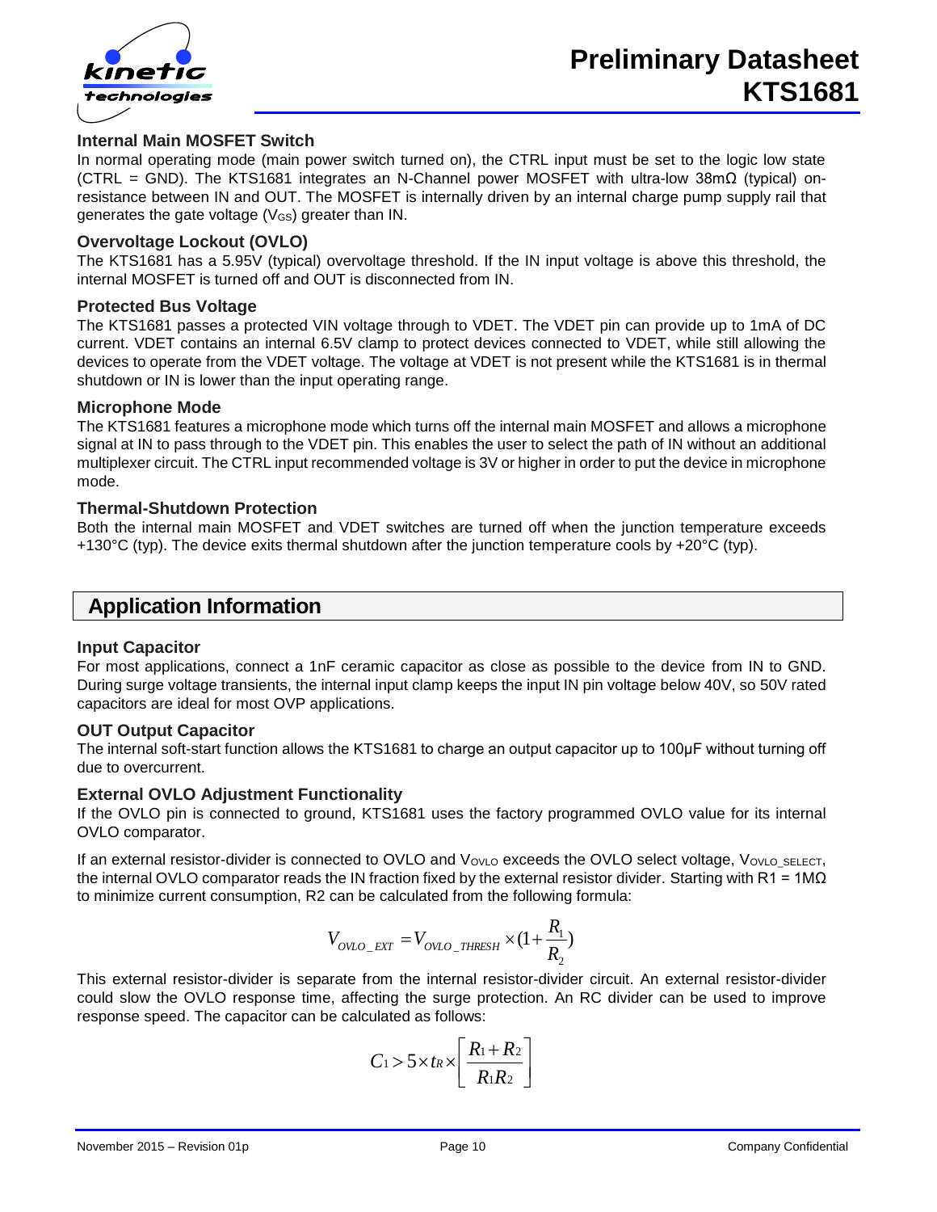### Internal Main MOSFET Switch

In normal operating mode (main power switch turned on), the CTRL input must be set to the logic low state (CTRL = GND). The KTS1681 integrates an N-Channel power MOSFET with ultra-low 38mΩ (typical) on-resistance between IN and OUT. The MOSFET is internally driven by an internal charge pump supply rail that generates the gate voltage ($V_{GS}$) greater than IN.

### Overvoltage Lockout (OVLO)

The KTS1681 has a 5.95V (typical) overvoltage threshold. If the IN input voltage is above this threshold, the internal MOSFET is turned off and OUT is disconnected from IN.

### Protected Bus Voltage

The KTS1681 passes a protected VIN voltage through to VDET. The VDET pin can provide up to 1mA of DC current. VDET contains an internal 6.5V clamp to protect devices connected to VDET, while still allowing the devices to operate from the VDET voltage. The voltage at VDET is not present while the KTS1681 is in thermal shutdown or IN is lower than the input operating range.

### Microphone Mode

The KTS1681 features a microphone mode which turns off the internal main MOSFET and allows a microphone signal at IN to pass through to the VDET pin. This enables the user to select the path of IN without an additional multiplexer circuit. The CTRL input recommended voltage is 3V or higher in order to put the device in microphone mode.

### Thermal-Shutdown Protection

Both the internal main MOSFET and VDET switches are turned off when the junction temperature exceeds +130°C (typ). The device exits thermal shutdown after the junction temperature cools by +20°C (typ).

## Application Information

### Input Capacitor

For most applications, connect a 1nF ceramic capacitor as close as possible to the device from IN to GND. During surge voltage transients, the internal input clamp keeps the input IN pin voltage below 40V, so 50V rated capacitors are ideal for most OVP applications.

### OUT Output Capacitor

The internal soft-start function allows the KTS1681 to charge an output capacitor up to 100µF without turning off due to overcurrent.

### External OVLO Adjustment Functionality

If the OVLO pin is connected to ground, KTS1681 uses the factory programmed OVLO value for its internal OVLO comparator.

If an external resistor-divider is connected to OVLO and $V_{OVLO}$ exceeds the OVLO select voltage, $V_{OVLO\_SELECT}$, the internal OVLO comparator reads the IN fraction fixed by the external resistor divider. Starting with R1 = 1MΩ to minimize current consumption, R2 can be calculated from the following formula:

$$V_{OVLO\_EXT} = V_{OVLO\_THRESH} \times (1 + \frac{R_1}{R_2})$$

This external resistor-divider is separate from the internal resistor-divider circuit. An external resistor-divider could slow the OVLO response time, affecting the surge protection. An RC divider can be used to improve response speed. The capacitor can be calculated as follows:

$$C_1 > 5 \times t_R \times \left[ \frac{R_1 + R_2}{R_1 R_2} \right]$$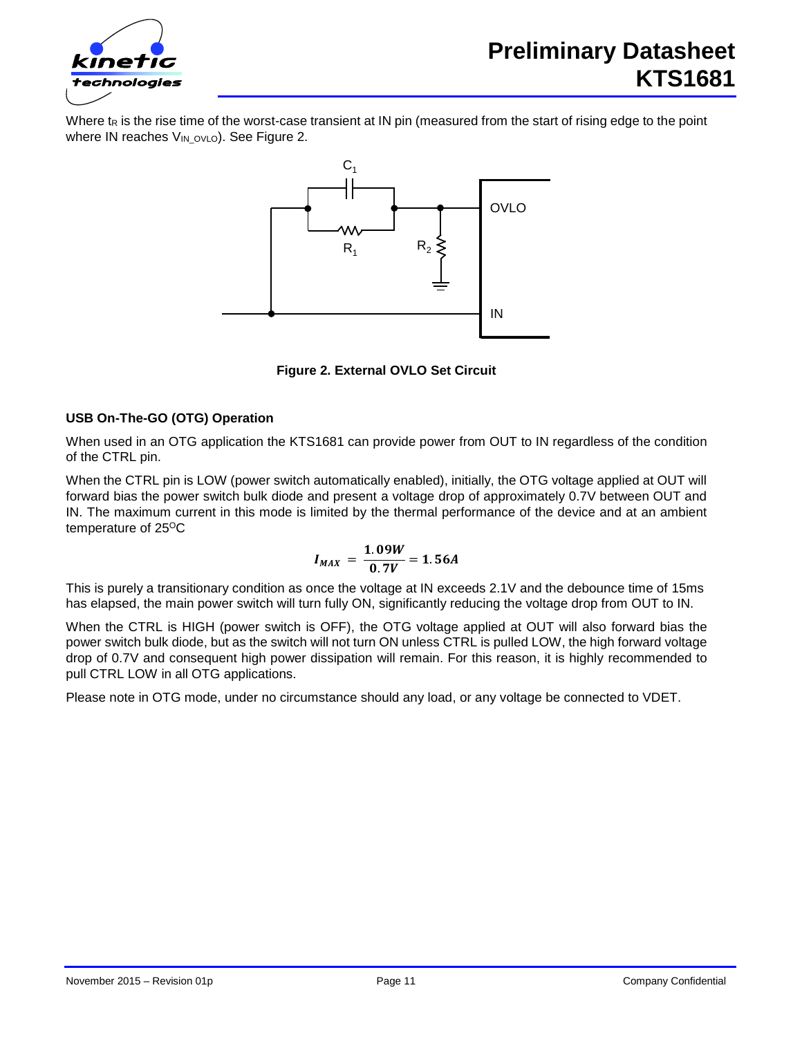Where $t_R$ is the rise time of the worst-case transient at IN pin (measured from the start of rising edge to the point where IN reaches $V_{IN\_OVLO}$). See Figure 2.

**Figure 2. External OVLO Set Circuit**

### USB On-The-GO (OTG) Operation

When used in an OTG application the KTS1681 can provide power from OUT to IN regardless of the condition of the CTRL pin.

When the CTRL pin is LOW (power switch automatically enabled), initially, the OTG voltage applied at OUT will forward bias the power switch bulk diode and present a voltage drop of approximately 0.7V between OUT and IN. The maximum current in this mode is limited by the thermal performance of the device and at an ambient temperature of 25°C

$$I_{MAX} = \frac{1.09W}{0.7V} = 1.56A$$

This is purely a transitionary condition as once the voltage at IN exceeds 2.1V and the debounce time of 15ms has elapsed, the main power switch will turn fully ON, significantly reducing the voltage drop from OUT to IN.

When the CTRL is HIGH (power switch is OFF), the OTG voltage applied at OUT will also forward bias the power switch bulk diode, but as the switch will not turn ON unless CTRL is pulled LOW, the high forward voltage drop of 0.7V and consequent high power dissipation will remain. For this reason, it is highly recommended to pull CTRL LOW in all OTG applications.

Please note in OTG mode, under no circumstance should any load, or any voltage be connected to VDET.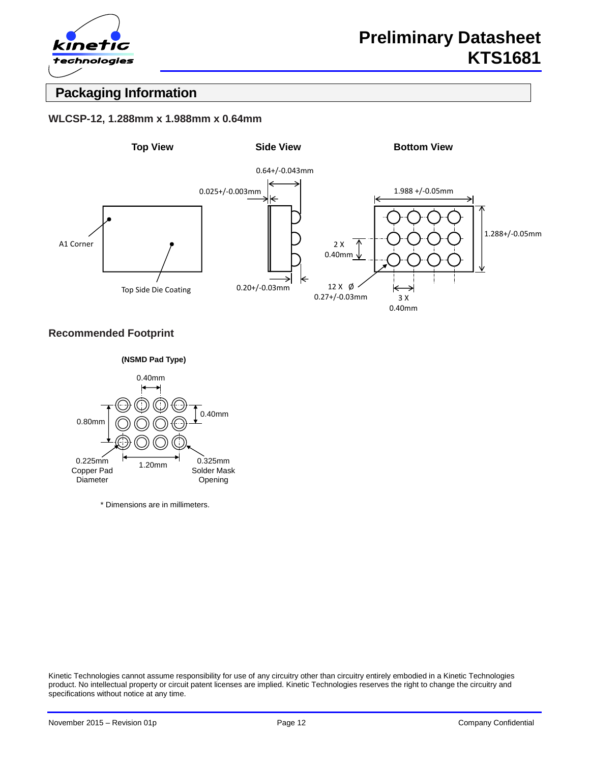## Packaging Information

### WLCSP-12, 1.288mm x 1.988mm x 0.64mm

**Top View**

A1 Corner

Top Side Die Coating

**Side View**

0.64+/-0.043mm

0.025+/-0.003mm

0.20+/-0.03mm

**Bottom View**

1.988 +/-0.05mm

1.288+/-0.05mm

2 X
0.40mm

12 X Ø
0.27+/-0.03mm

3 X
0.40mm

### Recommended Footprint

**(NSMD Pad Type)**

0.40mm

0.80mm

0.40mm

0.225mm
Copper Pad
Diameter

1.20mm

0.325mm
Solder Mask
Opening

* Dimensions are in millimeters.

Kinetic Technologies cannot assume responsibility for use of any circuitry other than circuitry entirely embodied in a Kinetic Technologies product. No intellectual property or circuit patent licenses are implied. Kinetic Technologies reserves the right to change the circuitry and specifications without notice at any time.